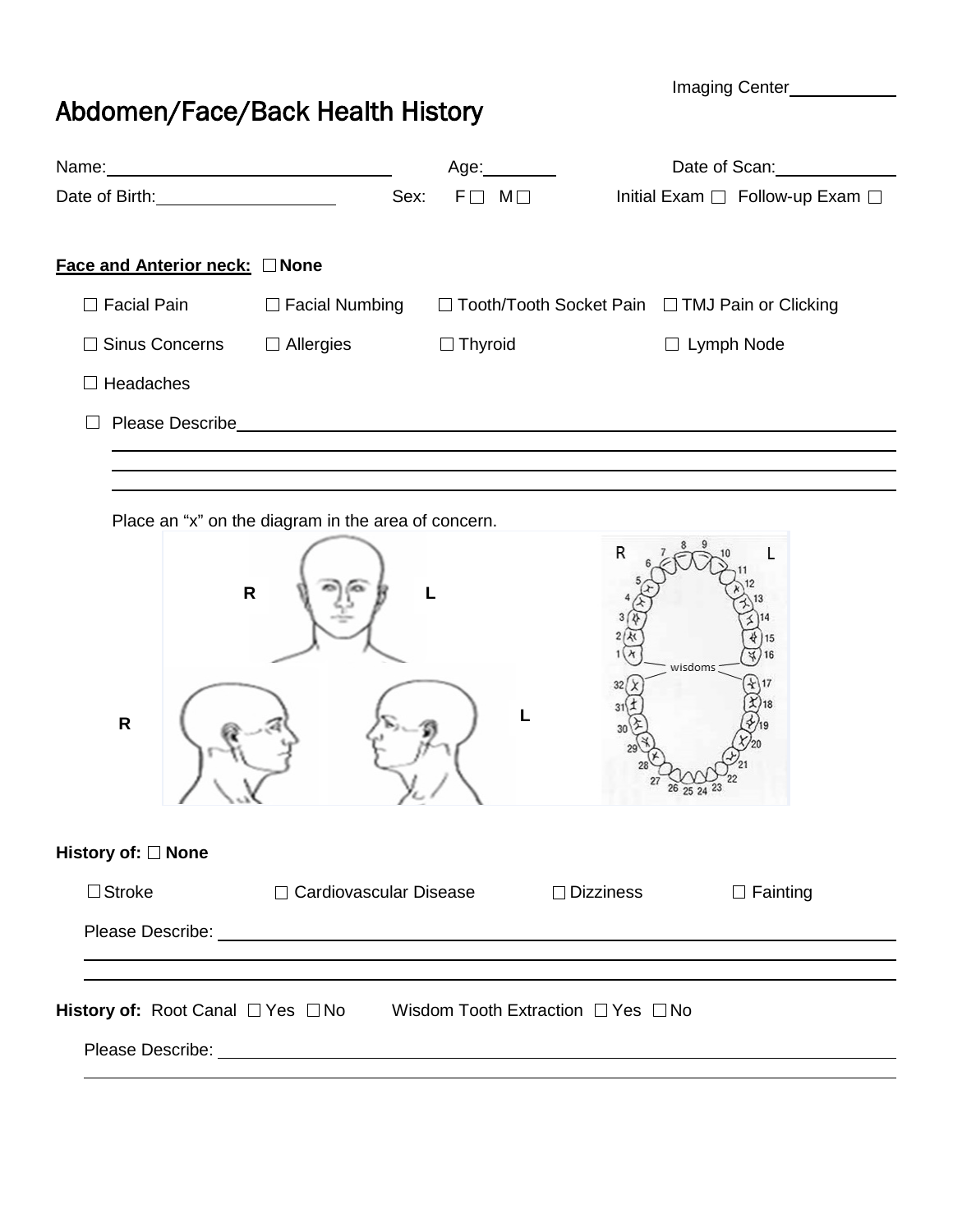Imaging Center____________

# Abdomen/Face/Back Health History

Name:______________________________ Age:________ Date of Scan:____________

Date of Birth:__________________ Sex: F ☐ M ☐ Initial Exam ☐ Follow-up Exam ☐

**Face and Anterior neck:** ☐ **None**

☐ Facial Pain ☐ Facial Numbing ☐ Tooth/Tooth Socket Pain ☐ TMJ Pain or Clicking

☐ Sinus Concerns ☐ Allergies ☐ Thyroid ☐ Lymph Node

☐ Headaches

☐ Please Describe______________________________________________________________

______________________________________________________________

______________________________________________________________

______________________________________________________________

Place an "x" on the diagram in the area of concern.

R L

R L

R L

7 8 9 10 6 11 5 12 4 13 3 14 2 15 1 16 wisdoms 32 17 31 18 30 19 29 20 28 21 27 22 26 25 24 23

**History of:** ☐ **None**

☐ Stroke ☐ Cardiovascular Disease ☐ Dizziness ☐ Fainting

Please Describe: ______________________________________________________________

______________________________________________________________

______________________________________________________________

**History of:** Root Canal ☐ Yes ☐ No Wisdom Tooth Extraction ☐ Yes ☐ No

Please Describe: ______________________________________________________________

______________________________________________________________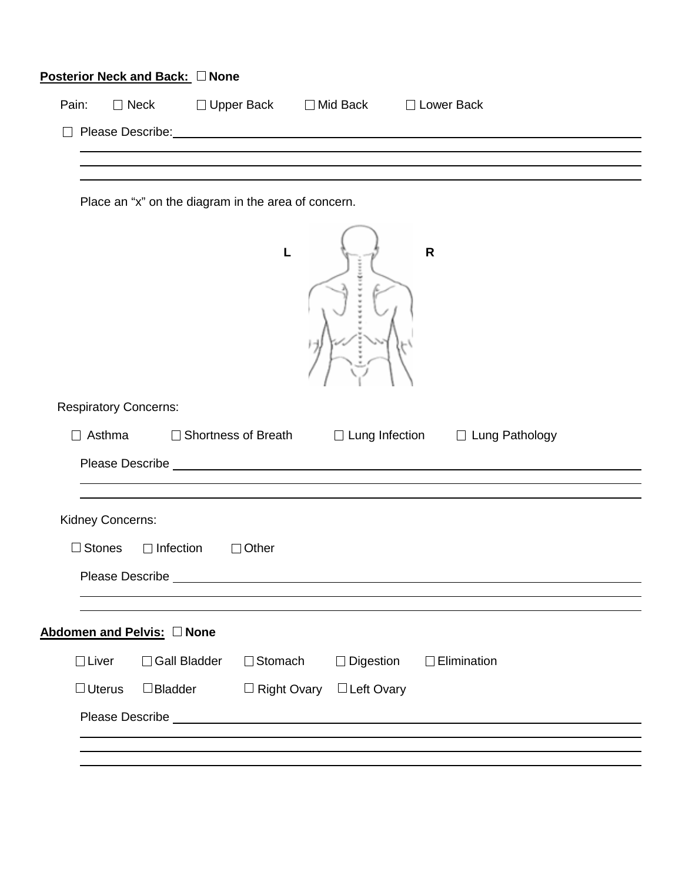**Posterior Neck and Back:** ☐ **None**

Pain: ☐ Neck ☐ Upper Back ☐ Mid Back ☐ Lower Back

☐ Please Describe: ______________________________________________

______________________________________________

______________________________________________

______________________________________________

Place an "x" on the diagram in the area of concern.

**L** **R**

Respiratory Concerns:

☐ Asthma ☐ Shortness of Breath ☐ Lung Infection ☐ Lung Pathology

Please Describe ______________________________________________

______________________________________________

______________________________________________

Kidney Concerns:

☐ Stones ☐ Infection ☐ Other

Please Describe ______________________________________________

______________________________________________

______________________________________________

**Abdomen and Pelvis:** ☐ **None**

☐ Liver ☐ Gall Bladder ☐ Stomach ☐ Digestion ☐ Elimination

☐ Uterus ☐ Bladder ☐ Right Ovary ☐ Left Ovary

Please Describe ______________________________________________

______________________________________________

______________________________________________

______________________________________________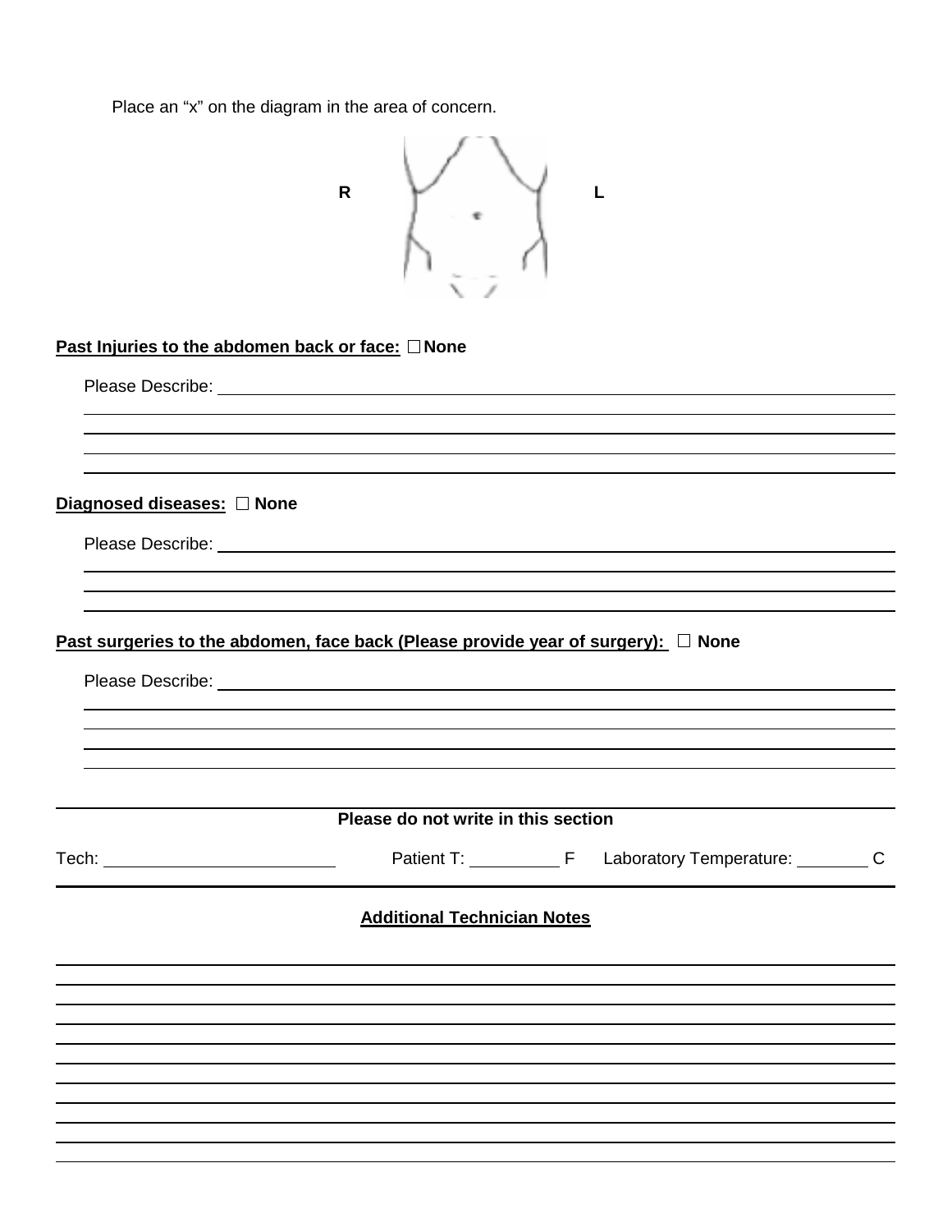Place an "x" on the diagram in the area of concern.

R L

**Past Injuries to the abdomen back or face:** ☐ **None**

Please Describe: ______________________________________________

______________________________________________

______________________________________________

______________________________________________

______________________________________________

**Diagnosed diseases:** ☐ **None**

Please Describe: ______________________________________________

______________________________________________

______________________________________________

______________________________________________

**Past surgeries to the abdomen, face back (Please provide year of surgery):** ☐ **None**

Please Describe: ______________________________________________

______________________________________________

______________________________________________

______________________________________________

______________________________________________

---

**Please do not write in this section**

Tech: ____________________ Patient T: __________ F Laboratory Temperature: ________ C

---

**Additional Technician Notes**

______________________________________________

______________________________________________

______________________________________________

______________________________________________

______________________________________________

______________________________________________

______________________________________________

______________________________________________

______________________________________________

______________________________________________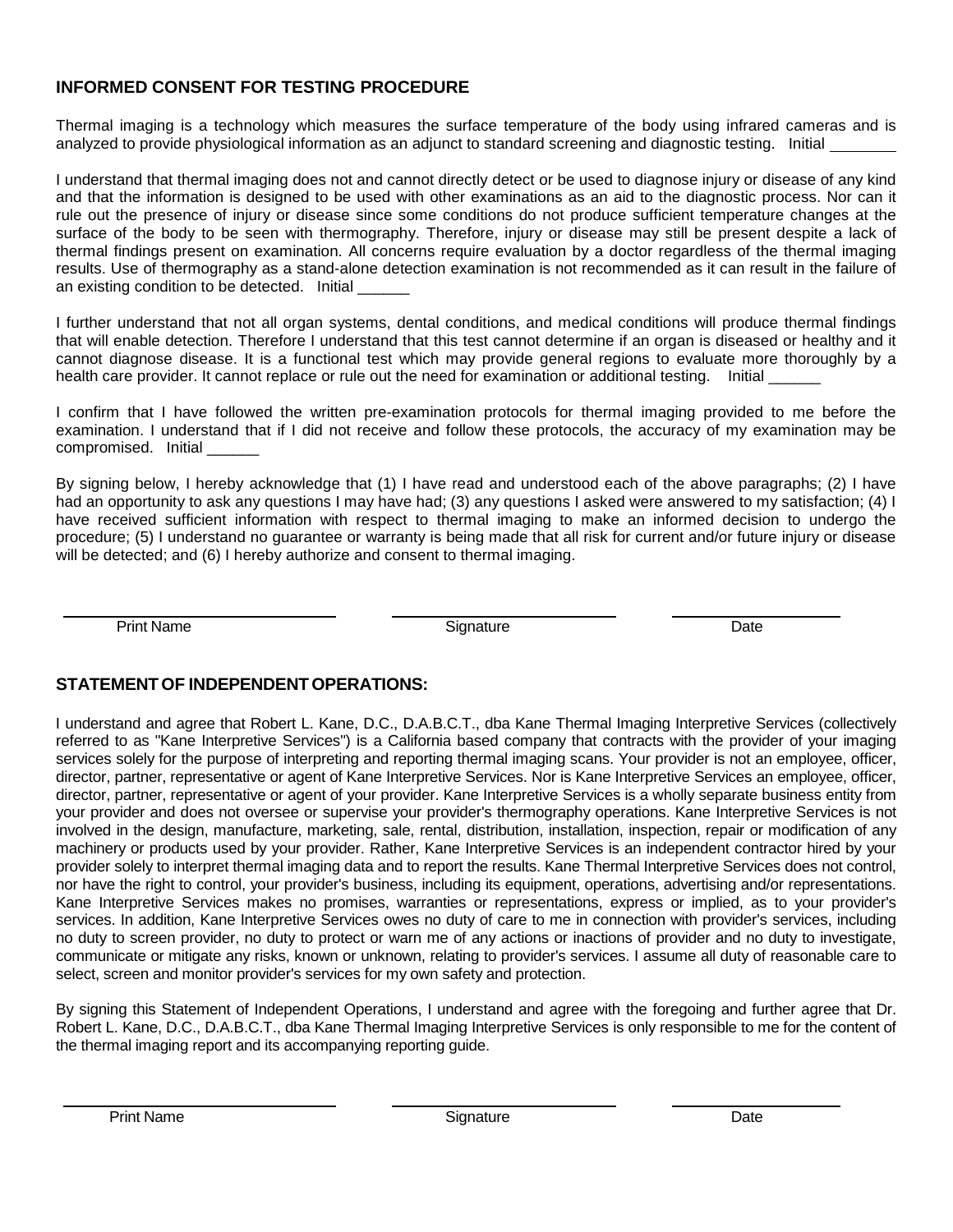## INFORMED CONSENT FOR TESTING PROCEDURE

Thermal imaging is a technology which measures the surface temperature of the body using infrared cameras and is analyzed to provide physiological information as an adjunct to standard screening and diagnostic testing. Initial ________

I understand that thermal imaging does not and cannot directly detect or be used to diagnose injury or disease of any kind and that the information is designed to be used with other examinations as an aid to the diagnostic process. Nor can it rule out the presence of injury or disease since some conditions do not produce sufficient temperature changes at the surface of the body to be seen with thermography. Therefore, injury or disease may still be present despite a lack of thermal findings present on examination. All concerns require evaluation by a doctor regardless of the thermal imaging results. Use of thermography as a stand-alone detection examination is not recommended as it can result in the failure of an existing condition to be detected. Initial ______

I further understand that not all organ systems, dental conditions, and medical conditions will produce thermal findings that will enable detection. Therefore I understand that this test cannot determine if an organ is diseased or healthy and it cannot diagnose disease. It is a functional test which may provide general regions to evaluate more thoroughly by a health care provider. It cannot replace or rule out the need for examination or additional testing. Initial ______

I confirm that I have followed the written pre-examination protocols for thermal imaging provided to me before the examination. I understand that if I did not receive and follow these protocols, the accuracy of my examination may be compromised. Initial ______

By signing below, I hereby acknowledge that (1) I have read and understood each of the above paragraphs; (2) I have had an opportunity to ask any questions I may have had; (3) any questions I asked were answered to my satisfaction; (4) I have received sufficient information with respect to thermal imaging to make an informed decision to undergo the procedure; (5) I understand no guarantee or warranty is being made that all risk for current and/or future injury or disease will be detected; and (6) I hereby authorize and consent to thermal imaging.

| | | |
|---|---|---|
| ______________________ | ______________________ | ______________ |
| Print Name | Signature | Date |

## STATEMENT OF INDEPENDENT OPERATIONS:

I understand and agree that Robert L. Kane, D.C., D.A.B.C.T., dba Kane Thermal Imaging Interpretive Services (collectively referred to as "Kane Interpretive Services") is a California based company that contracts with the provider of your imaging services solely for the purpose of interpreting and reporting thermal imaging scans. Your provider is not an employee, officer, director, partner, representative or agent of Kane Interpretive Services. Nor is Kane Interpretive Services an employee, officer, director, partner, representative or agent of your provider. Kane Interpretive Services is a wholly separate business entity from your provider and does not oversee or supervise your provider's thermography operations. Kane Interpretive Services is not involved in the design, manufacture, marketing, sale, rental, distribution, installation, inspection, repair or modification of any machinery or products used by your provider. Rather, Kane Interpretive Services is an independent contractor hired by your provider solely to interpret thermal imaging data and to report the results. Kane Thermal Interpretive Services does not control, nor have the right to control, your provider's business, including its equipment, operations, advertising and/or representations. Kane Interpretive Services makes no promises, warranties or representations, express or implied, as to your provider's services. In addition, Kane Interpretive Services owes no duty of care to me in connection with provider's services, including no duty to screen provider, no duty to protect or warn me of any actions or inactions of provider and no duty to investigate, communicate or mitigate any risks, known or unknown, relating to provider's services. I assume all duty of reasonable care to select, screen and monitor provider's services for my own safety and protection.

By signing this Statement of Independent Operations, I understand and agree with the foregoing and further agree that Dr. Robert L. Kane, D.C., D.A.B.C.T., dba Kane Thermal Imaging Interpretive Services is only responsible to me for the content of the thermal imaging report and its accompanying reporting guide.

| | | |
|---|---|---|
| ______________________ | ______________________ | ______________ |
| Print Name | Signature | Date |